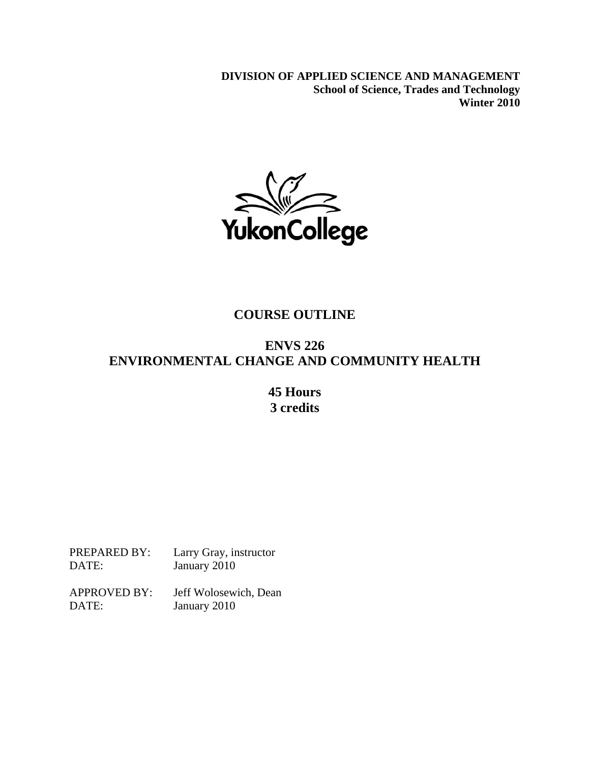**DIVISION OF APPLIED SCIENCE AND MANAGEMENT**
**School of Science, Trades and Technology**
**Winter 2010**

YukonCollege

# COURSE OUTLINE

## ENVS 226
## ENVIRONMENTAL CHANGE AND COMMUNITY HEALTH

**45 Hours**
**3 credits**

PREPARED BY: Larry Gray, instructor
DATE: January 2010

APPROVED BY: Jeff Wolosewich, Dean
DATE: January 2010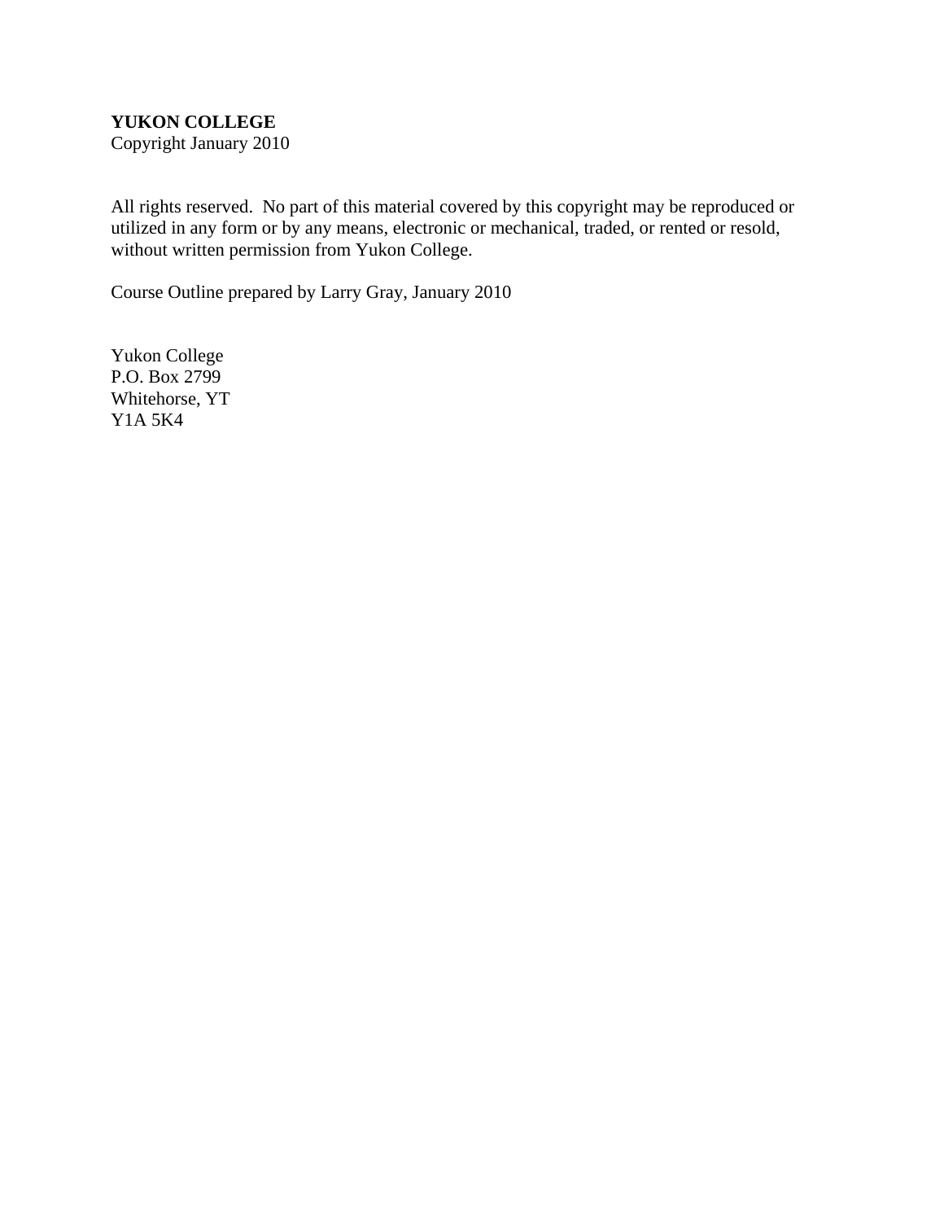**YUKON COLLEGE**
Copyright January 2010

All rights reserved. No part of this material covered by this copyright may be reproduced or utilized in any form or by any means, electronic or mechanical, traded, or rented or resold, without written permission from Yukon College.

Course Outline prepared by Larry Gray, January 2010

Yukon College
P.O. Box 2799
Whitehorse, YT
Y1A 5K4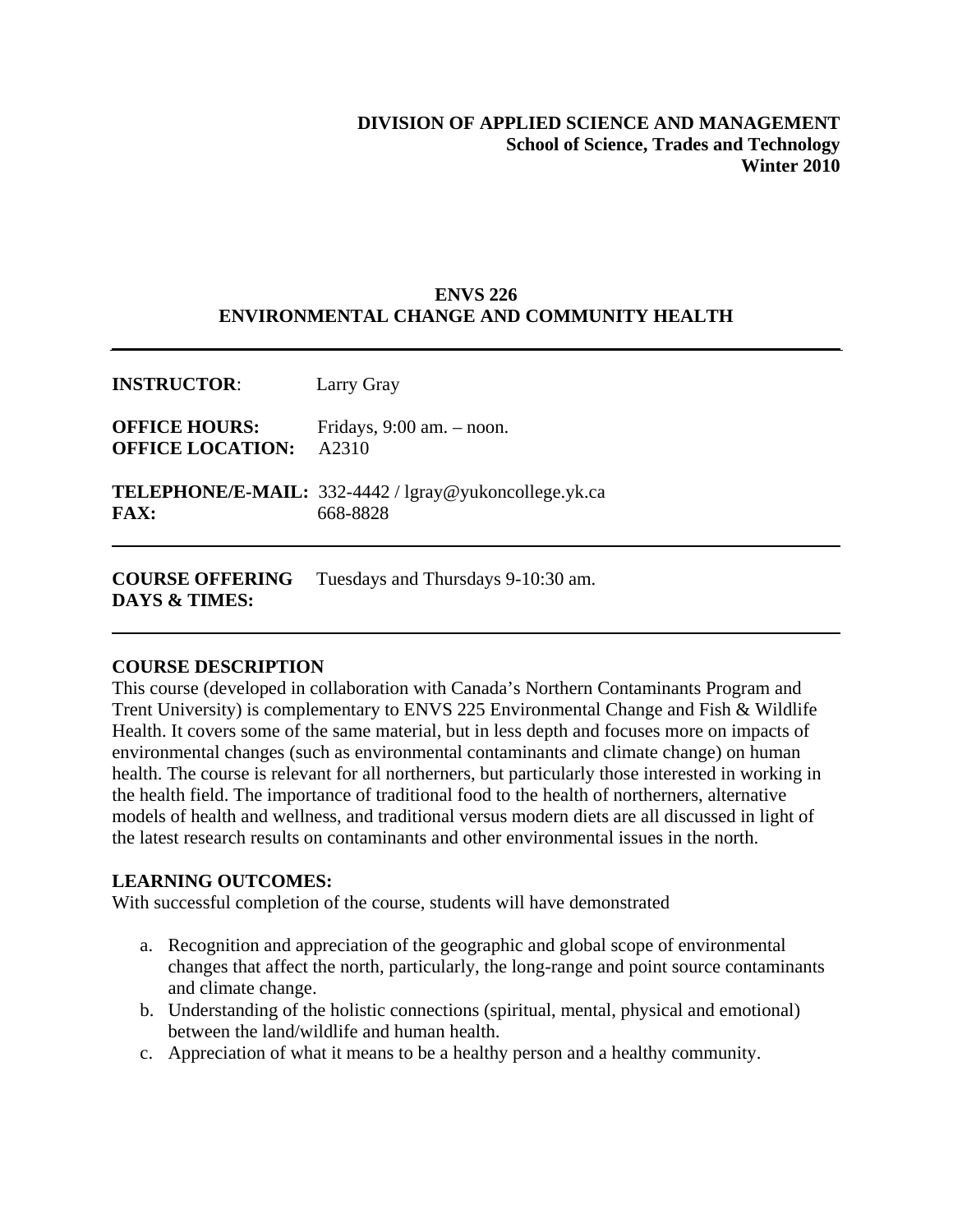**DIVISION OF APPLIED SCIENCE AND MANAGEMENT**
**School of Science, Trades and Technology**
**Winter 2010**

## ENVS 226
## ENVIRONMENTAL CHANGE AND COMMUNITY HEALTH

---

**INSTRUCTOR**: Larry Gray

**OFFICE HOURS:** Fridays, 9:00 am. – noon.
**OFFICE LOCATION:** A2310

**TELEPHONE/E-MAIL:** 332-4442 / lgray@yukoncollege.yk.ca
**FAX:** 668-8828

---

**COURSE OFFERING DAYS & TIMES:** Tuesdays and Thursdays 9-10:30 am.

---

### COURSE DESCRIPTION

This course (developed in collaboration with Canada's Northern Contaminants Program and Trent University) is complementary to ENVS 225 Environmental Change and Fish & Wildlife Health. It covers some of the same material, but in less depth and focuses more on impacts of environmental changes (such as environmental contaminants and climate change) on human health. The course is relevant for all northerners, but particularly those interested in working in the health field. The importance of traditional food to the health of northerners, alternative models of health and wellness, and traditional versus modern diets are all discussed in light of the latest research results on contaminants and other environmental issues in the north.

### LEARNING OUTCOMES:

With successful completion of the course, students will have demonstrated

a. Recognition and appreciation of the geographic and global scope of environmental changes that affect the north, particularly, the long-range and point source contaminants and climate change.
b. Understanding of the holistic connections (spiritual, mental, physical and emotional) between the land/wildlife and human health.
c. Appreciation of what it means to be a healthy person and a healthy community.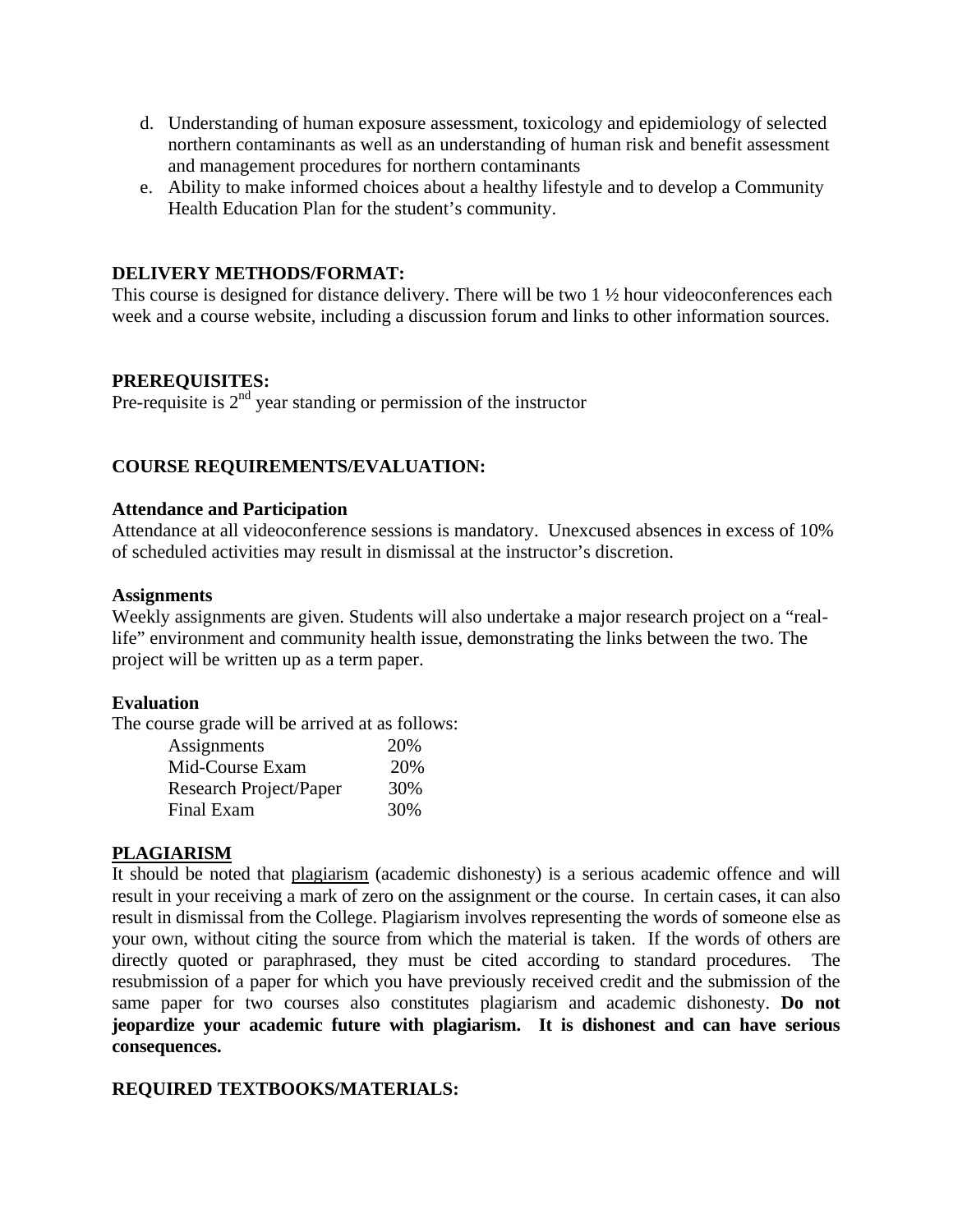d. Understanding of human exposure assessment, toxicology and epidemiology of selected northern contaminants as well as an understanding of human risk and benefit assessment and management procedures for northern contaminants
e. Ability to make informed choices about a healthy lifestyle and to develop a Community Health Education Plan for the student's community.

**DELIVERY METHODS/FORMAT:**

This course is designed for distance delivery. There will be two 1 ½ hour videoconferences each week and a course website, including a discussion forum and links to other information sources.

**PREREQUISITES:**

Pre-requisite is 2nd year standing or permission of the instructor

**COURSE REQUIREMENTS/EVALUATION:**

**Attendance and Participation**

Attendance at all videoconference sessions is mandatory. Unexcused absences in excess of 10% of scheduled activities may result in dismissal at the instructor's discretion.

**Assignments**

Weekly assignments are given. Students will also undertake a major research project on a "real-life" environment and community health issue, demonstrating the links between the two. The project will be written up as a term paper.

**Evaluation**

The course grade will be arrived at as follows:

| Component | Weight |
|---|---|
| Assignments | 20% |
| Mid-Course Exam | 20% |
| Research Project/Paper | 30% |
| Final Exam | 30% |

**PLAGIARISM**

It should be noted that plagiarism (academic dishonesty) is a serious academic offence and will result in your receiving a mark of zero on the assignment or the course. In certain cases, it can also result in dismissal from the College. Plagiarism involves representing the words of someone else as your own, without citing the source from which the material is taken. If the words of others are directly quoted or paraphrased, they must be cited according to standard procedures. The resubmission of a paper for which you have previously received credit and the submission of the same paper for two courses also constitutes plagiarism and academic dishonesty. **Do not jeopardize your academic future with plagiarism. It is dishonest and can have serious consequences.**

**REQUIRED TEXTBOOKS/MATERIALS:**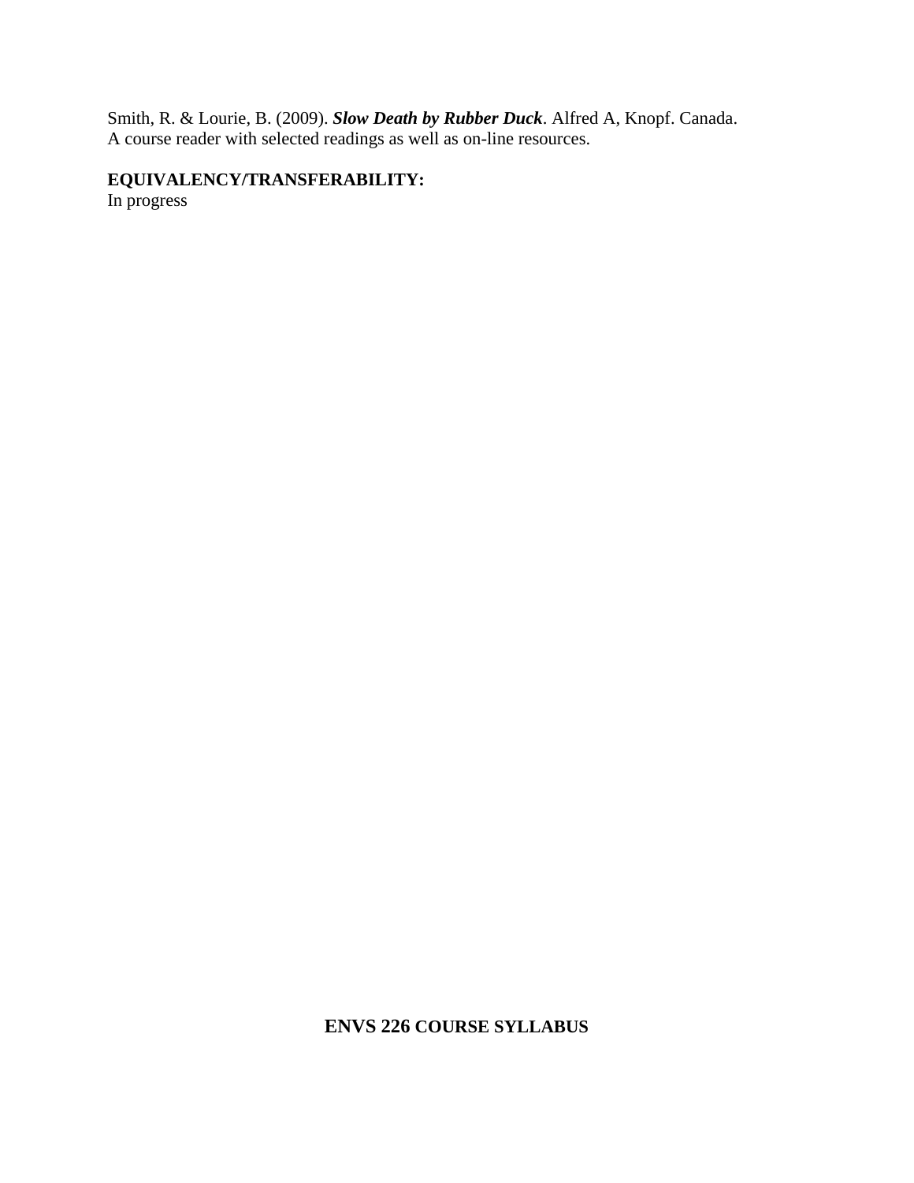Smith, R. & Lourie, B. (2009). ***Slow Death by Rubber Duck***. Alfred A, Knopf. Canada.
A course reader with selected readings as well as on-line resources.

**EQUIVALENCY/TRANSFERABILITY:**
In progress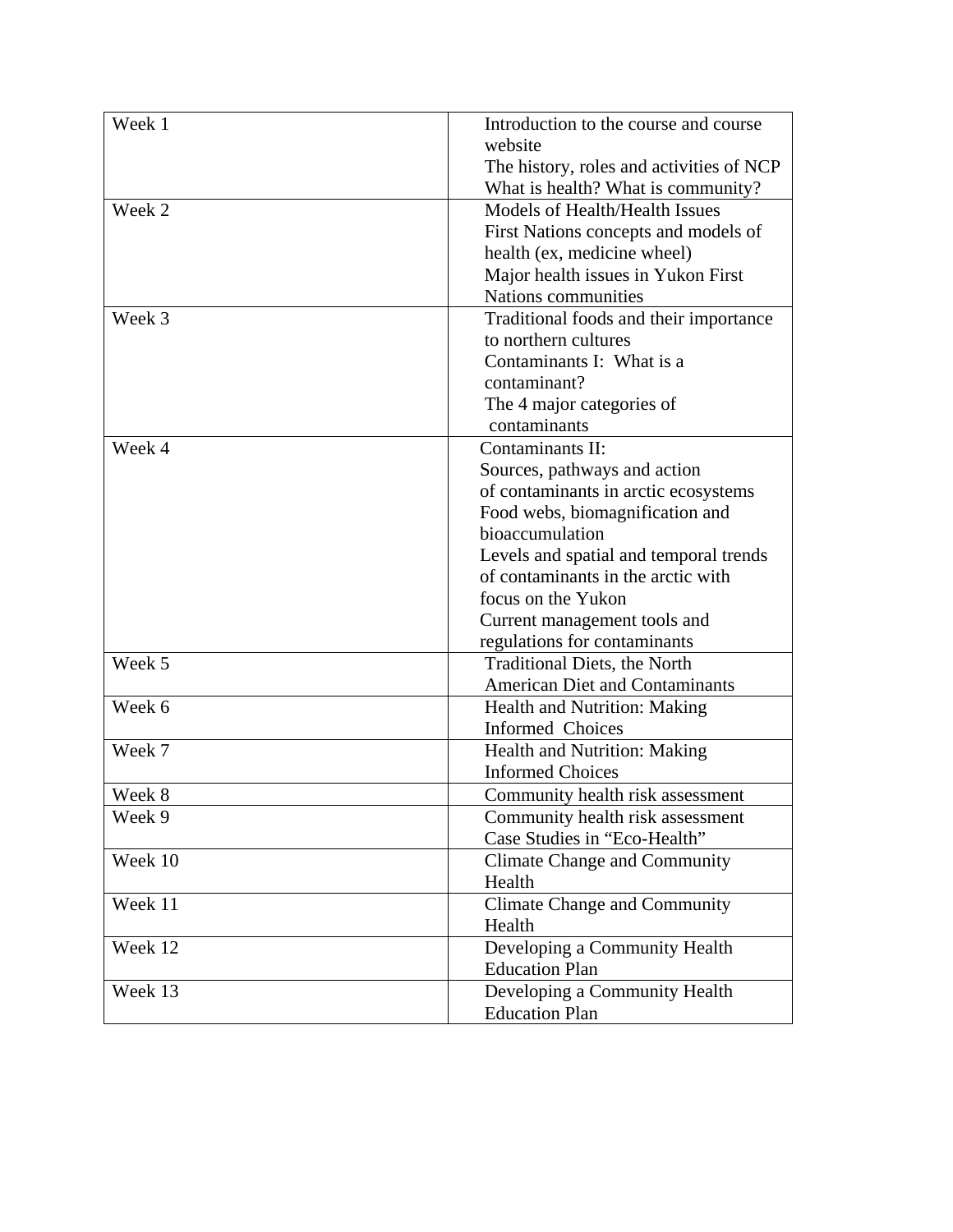| | |
|---|---|
| Week 1 | Introduction to the course and course website<br>The history, roles and activities of NCP<br>What is health? What is community? |
| Week 2 | Models of Health/Health Issues<br>First Nations concepts and models of health (ex, medicine wheel)<br>Major health issues in Yukon First Nations communities |
| Week 3 | Traditional foods and their importance to northern cultures<br>Contaminants I: What is a contaminant?<br>The 4 major categories of contaminants |
| Week 4 | Contaminants II:<br>Sources, pathways and action of contaminants in arctic ecosystems<br>Food webs, biomagnification and bioaccumulation<br>Levels and spatial and temporal trends of contaminants in the arctic with focus on the Yukon<br>Current management tools and regulations for contaminants |
| Week 5 | Traditional Diets, the North American Diet and Contaminants |
| Week 6 | Health and Nutrition: Making Informed Choices |
| Week 7 | Health and Nutrition: Making Informed Choices |
| Week 8 | Community health risk assessment |
| Week 9 | Community health risk assessment<br>Case Studies in "Eco-Health" |
| Week 10 | Climate Change and Community Health |
| Week 11 | Climate Change and Community Health |
| Week 12 | Developing a Community Health Education Plan |
| Week 13 | Developing a Community Health Education Plan |